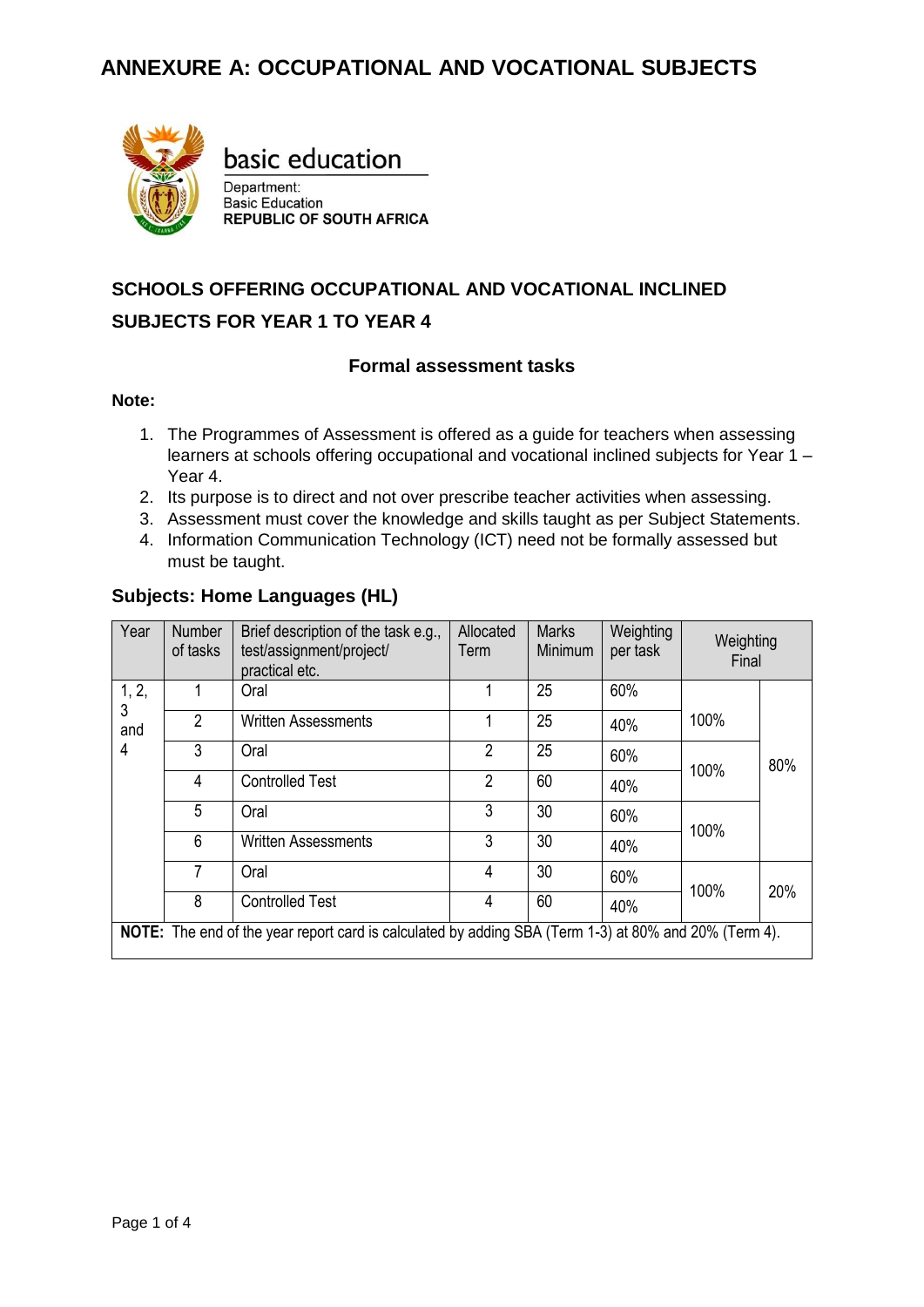# ANNEXURE A: OCCUPATIONAL AND VOCATIONAL SUBJECTS

basic education

Department:
Basic Education
**REPUBLIC OF SOUTH AFRICA**

## SCHOOLS OFFERING OCCUPATIONAL AND VOCATIONAL INCLINED SUBJECTS FOR YEAR 1 TO YEAR 4

### Formal assessment tasks

**Note:**

1. The Programmes of Assessment is offered as a guide for teachers when assessing learners at schools offering occupational and vocational inclined subjects for Year 1 – Year 4.
2. Its purpose is to direct and not over prescribe teacher activities when assessing.
3. Assessment must cover the knowledge and skills taught as per Subject Statements.
4. Information Communication Technology (ICT) need not be formally assessed but must be taught.

### Subjects: Home Languages (HL)

| Year | Number of tasks | Brief description of the task e.g., test/assignment/project/ practical etc. | Allocated Term | Marks Minimum | Weighting per task | Weighting Final | |
|---|---|---|---|---|---|---|---|
| 1, 2, 3 and 4 | 1 | Oral | 1 | 25 | 60% | 100% | 80% |
| | 2 | Written Assessments | 1 | 25 | 40% | | |
| | 3 | Oral | 2 | 25 | 60% | 100% | |
| | 4 | Controlled Test | 2 | 60 | 40% | | |
| | 5 | Oral | 3 | 30 | 60% | 100% | |
| | 6 | Written Assessments | 3 | 30 | 40% | | |
| | 7 | Oral | 4 | 30 | 60% | 100% | 20% |
| | 8 | Controlled Test | 4 | 60 | 40% | | |
| **NOTE:** The end of the year report card is calculated by adding SBA (Term 1-3) at 80% and 20% (Term 4). | | | | | | | |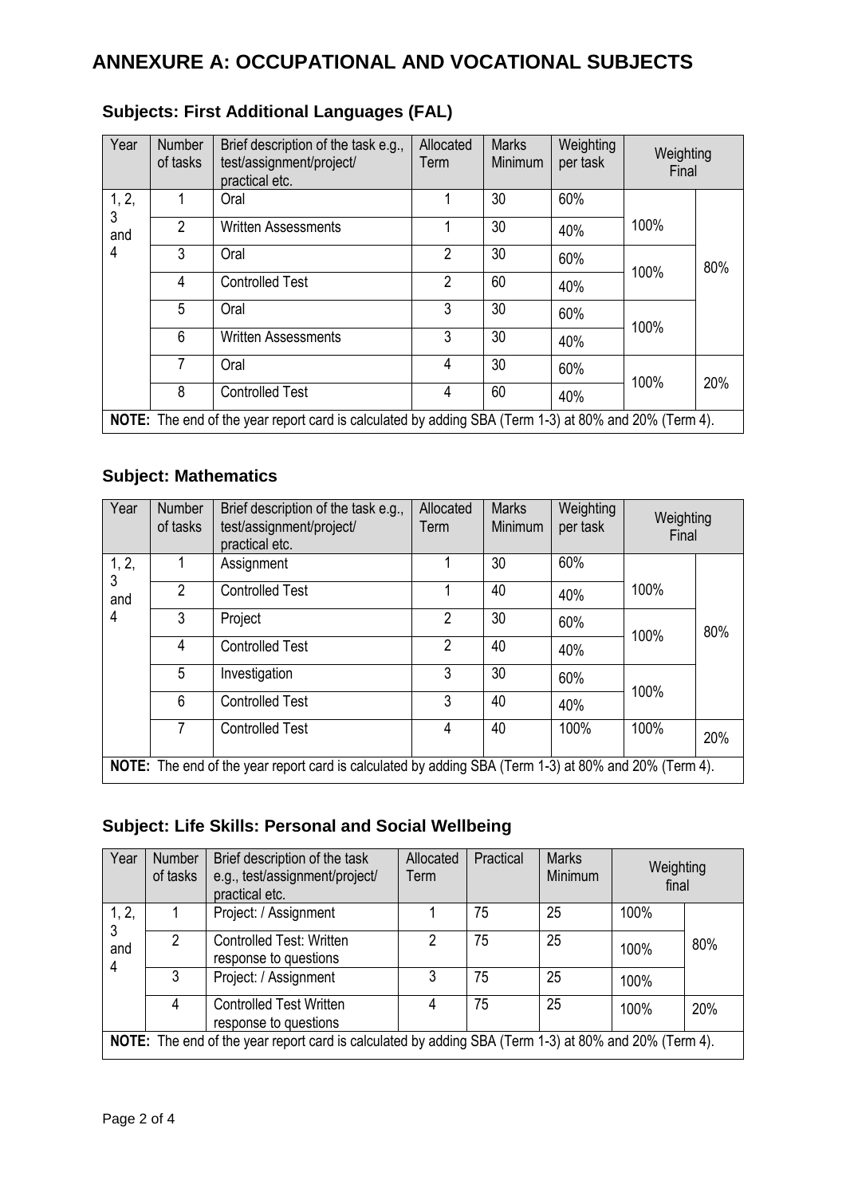# ANNEXURE A: OCCUPATIONAL AND VOCATIONAL SUBJECTS

## Subjects: First Additional Languages (FAL)

| Year | Number of tasks | Brief description of the task e.g., test/assignment/project/ practical etc. | Allocated Term | Marks Minimum | Weighting per task | Weighting Final | |
|---|---|---|---|---|---|---|---|
| 1, 2, 3 and 4 | 1 | Oral | 1 | 30 | 60% | 100% | 80% |
| | 2 | Written Assessments | 1 | 30 | 40% | | |
| | 3 | Oral | 2 | 30 | 60% | 100% | |
| | 4 | Controlled Test | 2 | 60 | 40% | | |
| | 5 | Oral | 3 | 30 | 60% | 100% | |
| | 6 | Written Assessments | 3 | 30 | 40% | | |
| | 7 | Oral | 4 | 30 | 60% | 100% | 20% |
| | 8 | Controlled Test | 4 | 60 | 40% | | |
| **NOTE:** The end of the year report card is calculated by adding SBA (Term 1-3) at 80% and 20% (Term 4). | | | | | | | |

## Subject: Mathematics

| Year | Number of tasks | Brief description of the task e.g., test/assignment/project/ practical etc. | Allocated Term | Marks Minimum | Weighting per task | Weighting Final | |
|---|---|---|---|---|---|---|---|
| 1, 2, 3 and 4 | 1 | Assignment | 1 | 30 | 60% | 100% | 80% |
| | 2 | Controlled Test | 1 | 40 | 40% | | |
| | 3 | Project | 2 | 30 | 60% | 100% | |
| | 4 | Controlled Test | 2 | 40 | 40% | | |
| | 5 | Investigation | 3 | 30 | 60% | 100% | |
| | 6 | Controlled Test | 3 | 40 | 40% | | |
| | 7 | Controlled Test | 4 | 40 | 100% | 100% | 20% |
| **NOTE:** The end of the year report card is calculated by adding SBA (Term 1-3) at 80% and 20% (Term 4). | | | | | | | |

## Subject: Life Skills: Personal and Social Wellbeing

| Year | Number of tasks | Brief description of the task e.g., test/assignment/project/ practical etc. | Allocated Term | Practical | Marks Minimum | Weighting final | |
|---|---|---|---|---|---|---|---|
| 1, 2, 3 and 4 | 1 | Project: / Assignment | 1 | 75 | 25 | 100% | 80% |
| | 2 | Controlled Test: Written response to questions | 2 | 75 | 25 | 100% | |
| | 3 | Project: / Assignment | 3 | 75 | 25 | 100% | |
| | 4 | Controlled Test Written response to questions | 4 | 75 | 25 | 100% | 20% |
| **NOTE:** The end of the year report card is calculated by adding SBA (Term 1-3) at 80% and 20% (Term 4). | | | | | | | |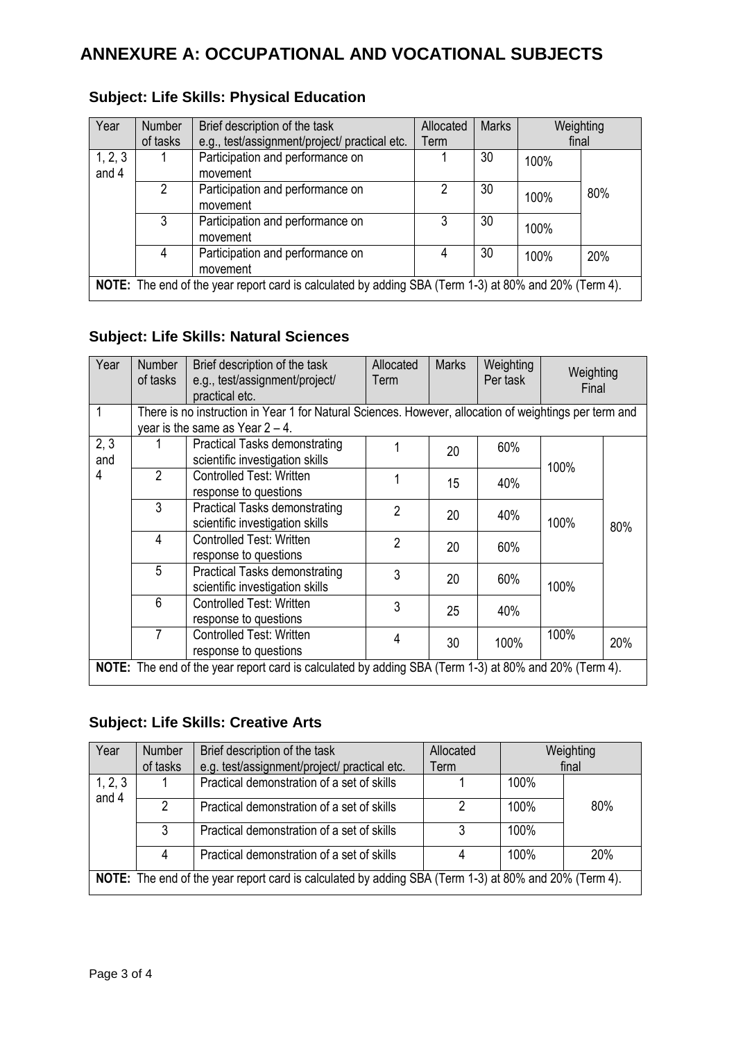# ANNEXURE A: OCCUPATIONAL AND VOCATIONAL SUBJECTS

## Subject: Life Skills: Physical Education

| Year | Number of tasks | Brief description of the task e.g., test/assignment/project/ practical etc. | Allocated Term | Marks | Weighting final | |
|---|---|---|---|---|---|---|
| 1, 2, 3 and 4 | 1 | Participation and performance on movement | 1 | 30 | 100% | 80% |
| | 2 | Participation and performance on movement | 2 | 30 | 100% | |
| | 3 | Participation and performance on movement | 3 | 30 | 100% | |
| | 4 | Participation and performance on movement | 4 | 30 | 100% | 20% |
| **NOTE:** The end of the year report card is calculated by adding SBA (Term 1-3) at 80% and 20% (Term 4). | | | | | | |

## Subject: Life Skills: Natural Sciences

| Year | Number of tasks | Brief description of the task e.g., test/assignment/project/ practical etc. | Allocated Term | Marks | Weighting Per task | Weighting Final | |
|---|---|---|---|---|---|---|---|
| 1 | There is no instruction in Year 1 for Natural Sciences. However, allocation of weightings per term and year is the same as Year 2 – 4. | | | | | | |
| 2, 3 and 4 | 1 | Practical Tasks demonstrating scientific investigation skills | 1 | 20 | 60% | 100% | 80% |
| | 2 | Controlled Test: Written response to questions | 1 | 15 | 40% | | |
| | 3 | Practical Tasks demonstrating scientific investigation skills | 2 | 20 | 40% | 100% | |
| | 4 | Controlled Test: Written response to questions | 2 | 20 | 60% | | |
| | 5 | Practical Tasks demonstrating scientific investigation skills | 3 | 20 | 60% | 100% | |
| | 6 | Controlled Test: Written response to questions | 3 | 25 | 40% | | |
| | 7 | Controlled Test: Written response to questions | 4 | 30 | 100% | 100% | 20% |
| **NOTE:** The end of the year report card is calculated by adding SBA (Term 1-3) at 80% and 20% (Term 4). | | | | | | | |

## Subject: Life Skills: Creative Arts

| Year | Number of tasks | Brief description of the task e.g. test/assignment/project/ practical etc. | Allocated Term | Weighting final | |
|---|---|---|---|---|---|
| 1, 2, 3 and 4 | 1 | Practical demonstration of a set of skills | 1 | 100% | 80% |
| | 2 | Practical demonstration of a set of skills | 2 | 100% | |
| | 3 | Practical demonstration of a set of skills | 3 | 100% | |
| | 4 | Practical demonstration of a set of skills | 4 | 100% | 20% |
| **NOTE:** The end of the year report card is calculated by adding SBA (Term 1-3) at 80% and 20% (Term 4). | | | | | |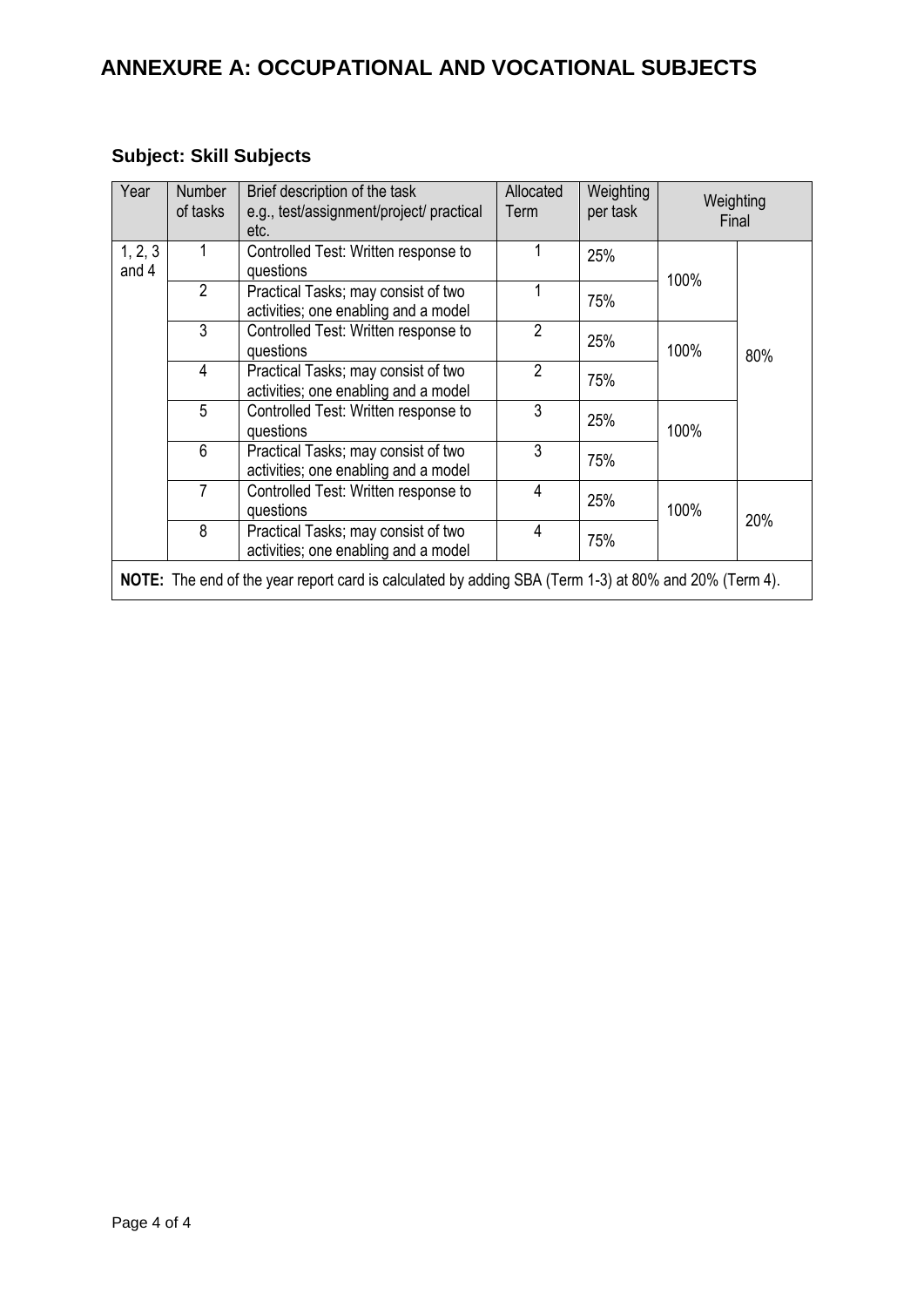# ANNEXURE A: OCCUPATIONAL AND VOCATIONAL SUBJECTS

## Subject: Skill Subjects

| Year | Number of tasks | Brief description of the task e.g., test/assignment/project/ practical etc. | Allocated Term | Weighting per task | Weighting Final | |
|---|---|---|---|---|---|---|
| 1, 2, 3 and 4 | 1 | Controlled Test: Written response to questions | 1 | 25% | 100% | 80% |
| | 2 | Practical Tasks; may consist of two activities; one enabling and a model | 1 | 75% | | |
| | 3 | Controlled Test: Written response to questions | 2 | 25% | 100% | |
| | 4 | Practical Tasks; may consist of two activities; one enabling and a model | 2 | 75% | | |
| | 5 | Controlled Test: Written response to questions | 3 | 25% | 100% | |
| | 6 | Practical Tasks; may consist of two activities; one enabling and a model | 3 | 75% | | |
| | 7 | Controlled Test: Written response to questions | 4 | 25% | 100% | 20% |
| | 8 | Practical Tasks; may consist of two activities; one enabling and a model | 4 | 75% | | |

**NOTE:** The end of the year report card is calculated by adding SBA (Term 1-3) at 80% and 20% (Term 4).